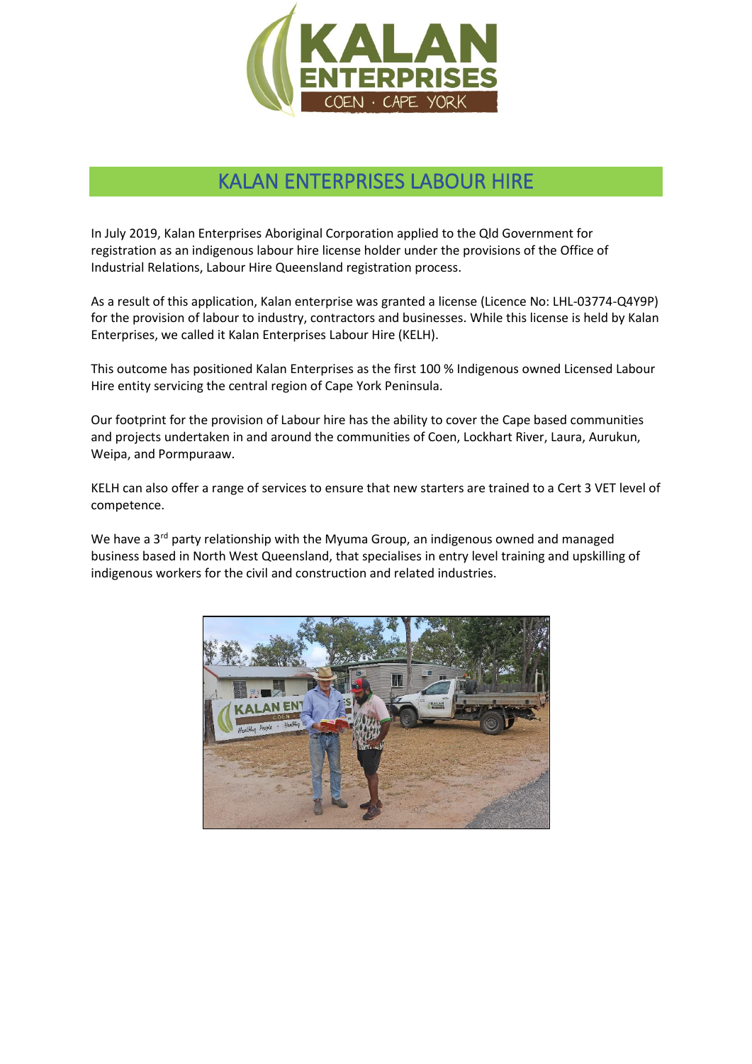# KALAN ENTERPRISES LABOUR HIRE

In July 2019, Kalan Enterprises Aboriginal Corporation applied to the Qld Government for registration as an indigenous labour hire license holder under the provisions of the Office of Industrial Relations, Labour Hire Queensland registration process.

As a result of this application, Kalan enterprise was granted a license (Licence No: LHL-03774-Q4Y9P) for the provision of labour to industry, contractors and businesses. While this license is held by Kalan Enterprises, we called it Kalan Enterprises Labour Hire (KELH).

This outcome has positioned Kalan Enterprises as the first 100 % Indigenous owned Licensed Labour Hire entity servicing the central region of Cape York Peninsula.

Our footprint for the provision of Labour hire has the ability to cover the Cape based communities and projects undertaken in and around the communities of Coen, Lockhart River, Laura, Aurukun, Weipa, and Pormpuraaw.

KELH can also offer a range of services to ensure that new starters are trained to a Cert 3 VET level of competence.

We have a 3rd party relationship with the Myuma Group, an indigenous owned and managed business based in North West Queensland, that specialises in entry level training and upskilling of indigenous workers for the civil and construction and related industries.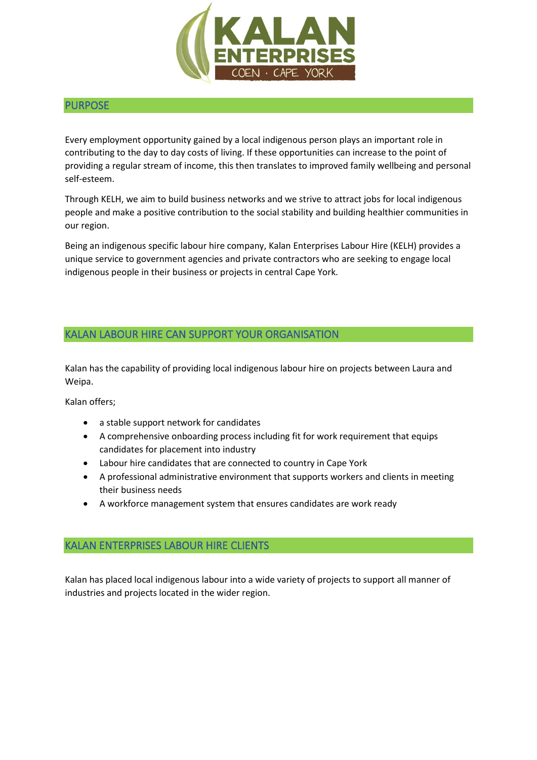## PURPOSE

Every employment opportunity gained by a local indigenous person plays an important role in contributing to the day to day costs of living. If these opportunities can increase to the point of providing a regular stream of income, this then translates to improved family wellbeing and personal self-esteem.

Through KELH, we aim to build business networks and we strive to attract jobs for local indigenous people and make a positive contribution to the social stability and building healthier communities in our region.

Being an indigenous specific labour hire company, Kalan Enterprises Labour Hire (KELH) provides a unique service to government agencies and private contractors who are seeking to engage local indigenous people in their business or projects in central Cape York.

## KALAN LABOUR HIRE CAN SUPPORT YOUR ORGANISATION

Kalan has the capability of providing local indigenous labour hire on projects between Laura and Weipa.

Kalan offers;

- a stable support network for candidates
- A comprehensive onboarding process including fit for work requirement that equips candidates for placement into industry
- Labour hire candidates that are connected to country in Cape York
- A professional administrative environment that supports workers and clients in meeting their business needs
- A workforce management system that ensures candidates are work ready

## KALAN ENTERPRISES LABOUR HIRE CLIENTS

Kalan has placed local indigenous labour into a wide variety of projects to support all manner of industries and projects located in the wider region.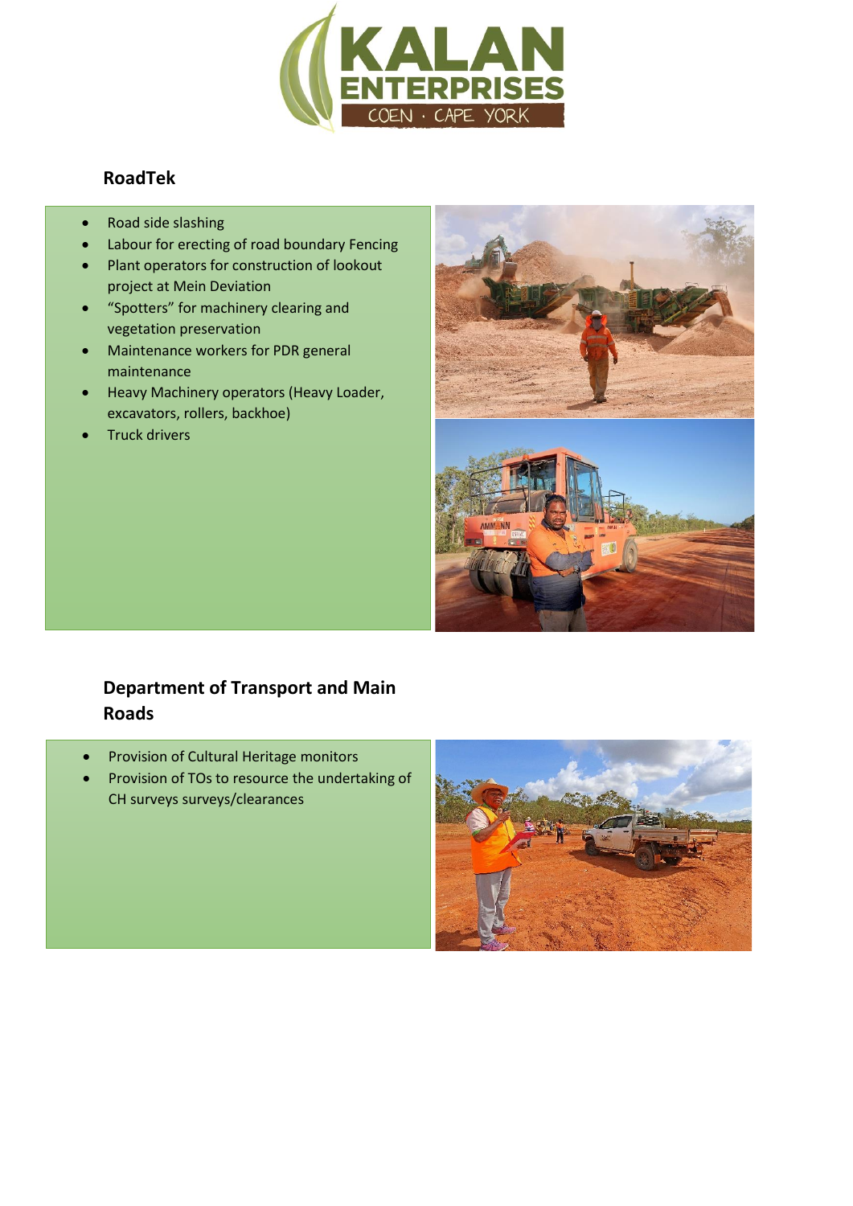## RoadTek

- Road side slashing
- Labour for erecting of road boundary Fencing
- Plant operators for construction of lookout project at Mein Deviation
- "Spotters" for machinery clearing and vegetation preservation
- Maintenance workers for PDR general maintenance
- Heavy Machinery operators (Heavy Loader, excavators, rollers, backhoe)
- Truck drivers

## Department of Transport and Main Roads

- Provision of Cultural Heritage monitors
- Provision of TOs to resource the undertaking of CH surveys surveys/clearances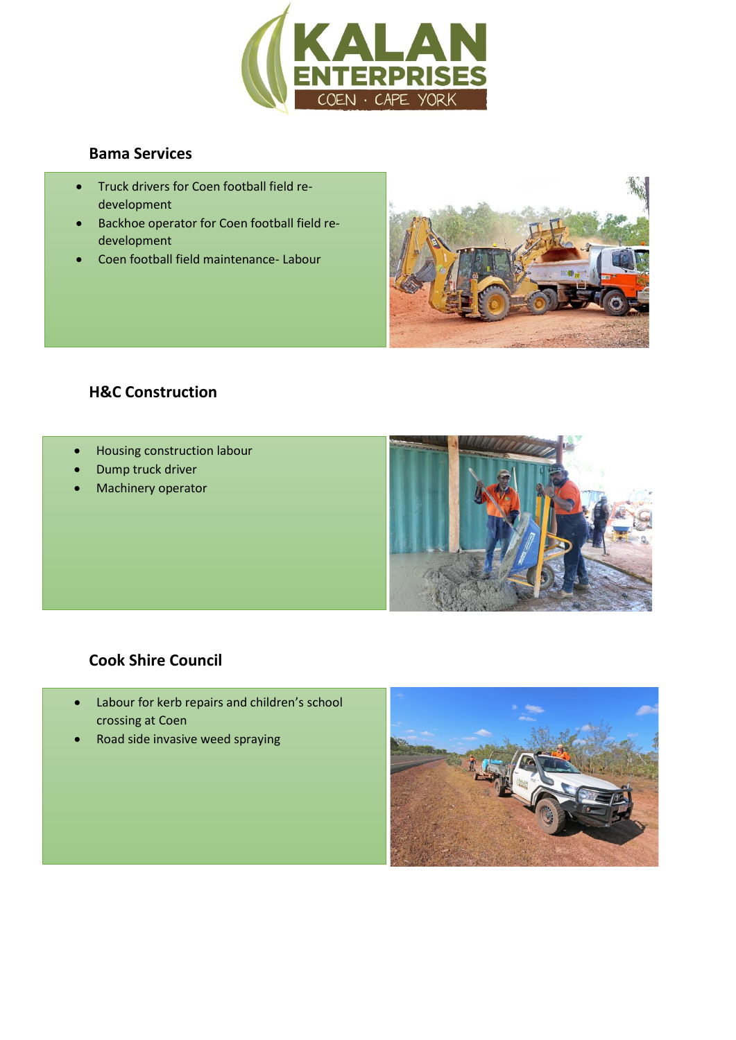## Bama Services

- Truck drivers for Coen football field re-development
- Backhoe operator for Coen football field re-development
- Coen football field maintenance- Labour

## H&C Construction

- Housing construction labour
- Dump truck driver
- Machinery operator

## Cook Shire Council

- Labour for kerb repairs and children's school crossing at Coen
- Road side invasive weed spraying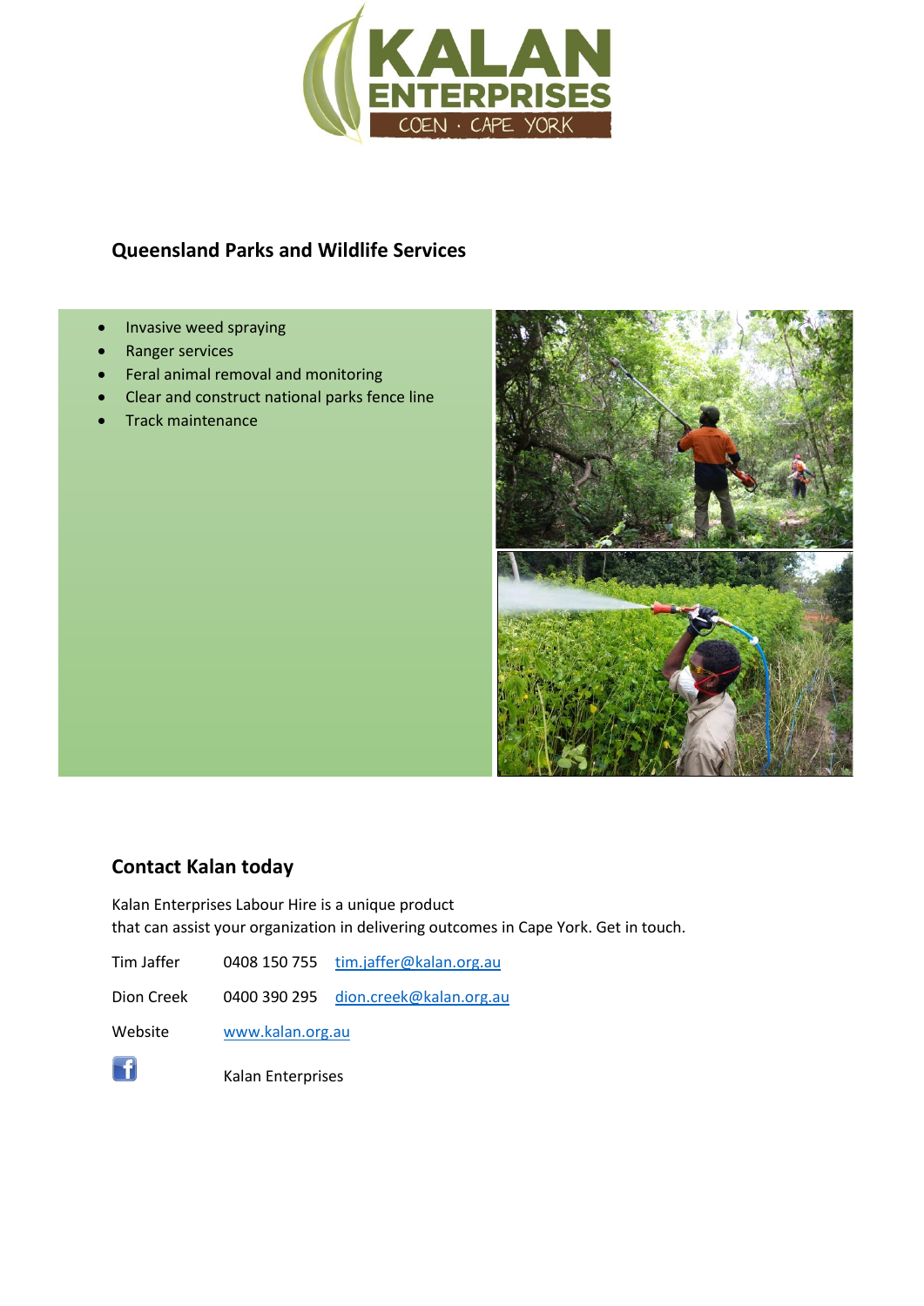## Queensland Parks and Wildlife Services

- Invasive weed spraying
- Ranger services
- Feral animal removal and monitoring
- Clear and construct national parks fence line
- Track maintenance

## Contact Kalan today

Kalan Enterprises Labour Hire is a unique product
that can assist your organization in delivering outcomes in Cape York. Get in touch.

| | | |
|---|---|---|
| Tim Jaffer | 0408 150 755 | tim.jaffer@kalan.org.au |
| Dion Creek | 0400 390 295 | dion.creek@kalan.org.au |
| Website | www.kalan.org.au | |

Kalan Enterprises